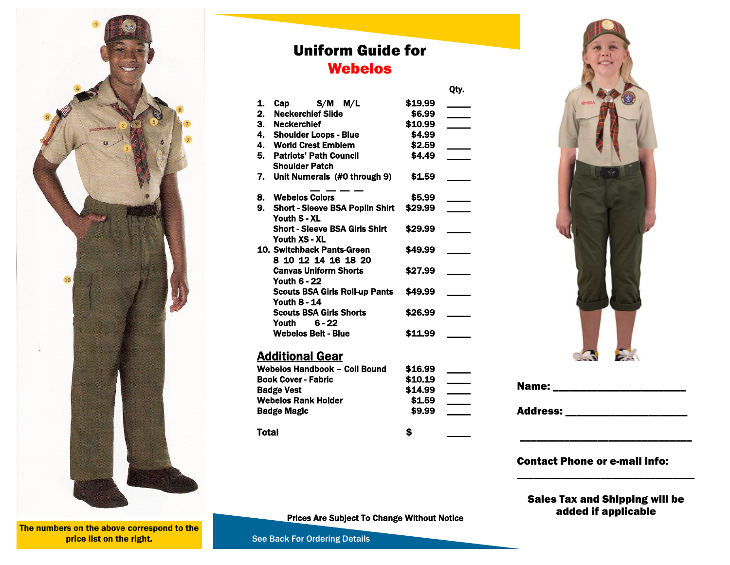# Uniform Guide for Webelos

| | Item | Price | Qty. |
|---|---|---|---|
| 1. | Cap S/M M/L | $19.99 | ____ |
| 2. | Neckerchief Slide | $6.99 | ____ |
| 3. | Neckerchief | $10.99 | ____ |
| 4. | Shoulder Loops - Blue | $4.99 | |
| 4. | World Crest Emblem | $2.59 | ____ |
| 5. | Patriots' Path Council Shoulder Patch | $4.49 | ____ |
| 7. | Unit Numerals (#0 through 9) __ __ __ __ | $1.59 | ____ |
| 8. | Webelos Colors | $5.99 | ____ |
| 9. | Short - Sleeve BSA Poplin Shirt Youth S - XL | $29.99 | ____ |
| | Short - Sleeve BSA Girls Shirt Youth XS - XL | $29.99 | ____ |
| 10. | Switchback Pants-Green 8 10 12 14 16 18 20 | $49.99 | ____ |
| | Canvas Uniform Shorts Youth 6 - 22 | $27.99 | ____ |
| | Scouts BSA Girls Roll-up Pants Youth 8 - 14 | $49.99 | ____ |
| | Scouts BSA Girls Shorts Youth 6 - 22 | $26.99 | ____ |
| | Webelos Belt - Blue | $11.99 | ____ |

## Additional Gear

| Item | Price | Qty. |
|---|---|---|
| Webelos Handbook – Coil Bound | $16.99 | ____ |
| Book Cover - Fabric | $10.19 | ____ |
| Badge Vest | $14.99 | ____ |
| Webelos Rank Holder | $1.59 | ____ |
| Badge Magic | $9.99 | ____ |
| **Total** | $ | ____ |

Prices Are Subject To Change Without Notice

See Back For Ordering Details

The numbers on the above correspond to the price list on the right.

**Name:** ________________________

**Address:** ______________________

________________________________

**Contact Phone or e-mail info:**

________________________________

**Sales Tax and Shipping will be added if applicable**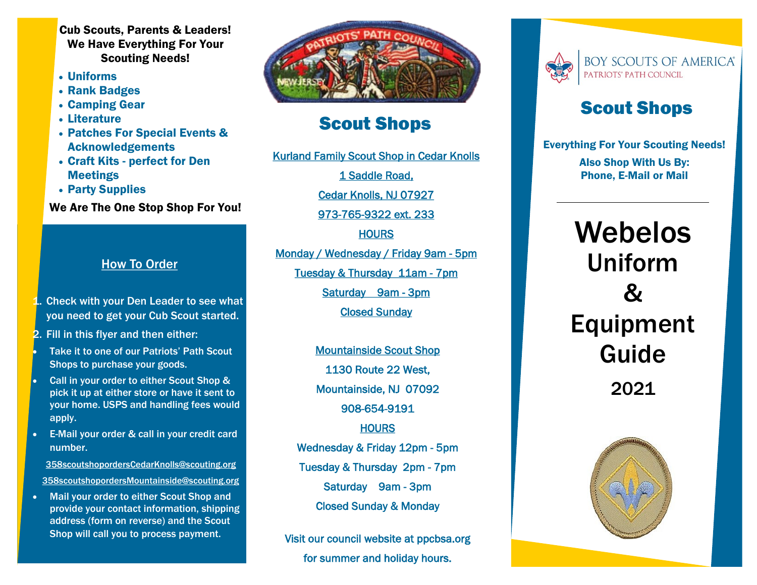**Cub Scouts, Parents & Leaders! We Have Everything For Your Scouting Needs!**

- **Uniforms**
- **Rank Badges**
- **Camping Gear**
- **Literature**
- **Patches For Special Events & Acknowledgements**
- **Craft Kits - perfect for Den Meetings**
- **Party Supplies**

**We Are The One Stop Shop For You!**

## How To Order

1. Check with your Den Leader to see what you need to get your Cub Scout started.
2. Fill in this flyer and then either:

- Take it to one of our Patriots' Path Scout Shops to purchase your goods.
- Call in your order to either Scout Shop & pick it up at either store or have it sent to your home. USPS and handling fees would apply.
- E-Mail your order & call in your credit card number.

358scoutshopordersCedarKnolls@scouting.org

358scoutshopordersMountainside@scouting.org

- Mail your order to either Scout Shop and provide your contact information, shipping address (form on reverse) and the Scout Shop will call you to process payment.

# Scout Shops

Kurland Family Scout Shop in Cedar Knolls

1 Saddle Road,

Cedar Knolls, NJ 07927

973-765-9322 ext. 233

HOURS

Monday / Wednesday / Friday 9am - 5pm

Tuesday & Thursday 11am - 7pm

Saturday 9am - 3pm

Closed Sunday

Mountainside Scout Shop

1130 Route 22 West,

Mountainside, NJ 07092

908-654-9191

HOURS

Wednesday & Friday 12pm - 5pm

Tuesday & Thursday 2pm - 7pm

Saturday 9am - 3pm

Closed Sunday & Monday

Visit our council website at ppcbsa.org for summer and holiday hours.

BOY SCOUTS OF AMERICA
PATRIOTS' PATH COUNCIL

# Scout Shops

**Everything For Your Scouting Needs!**

**Also Shop With Us By: Phone, E-Mail or Mail**

# Webelos Uniform & Equipment Guide

## 2021